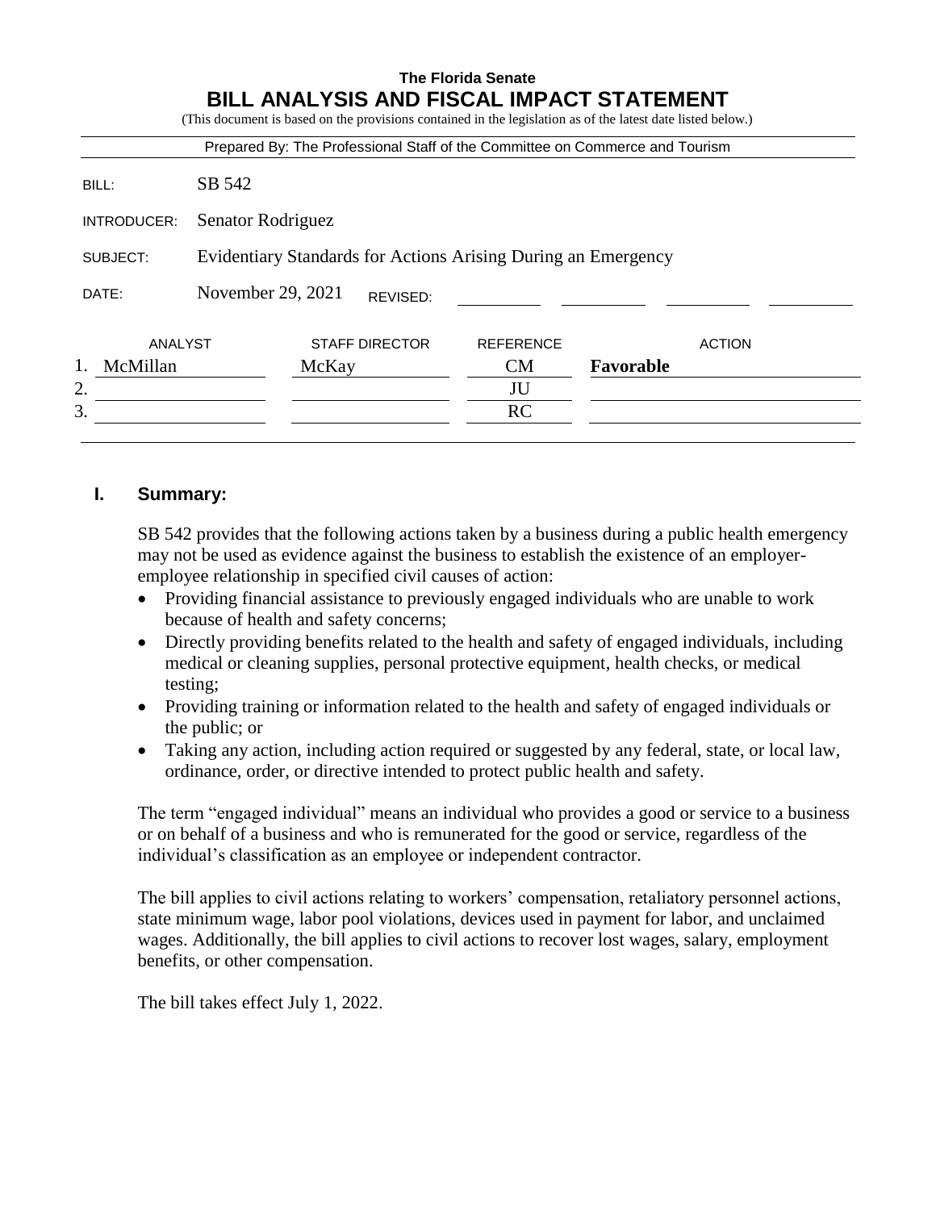**The Florida Senate**

# BILL ANALYSIS AND FISCAL IMPACT STATEMENT

(This document is based on the provisions contained in the legislation as of the latest date listed below.)

Prepared By: The Professional Staff of the Committee on Commerce and Tourism

| | |
|---|---|
| BILL: | SB 542 |
| INTRODUCER: | Senator Rodriguez |
| SUBJECT: | Evidentiary Standards for Actions Arising During an Emergency |
| DATE: | November 29, 2021 REVISED: |

| | ANALYST | STAFF DIRECTOR | REFERENCE | ACTION |
|---|---|---|---|---|
| 1. | McMillan | McKay | CM | **Favorable** |
| 2. | | | JU | |
| 3. | | | RC | |

## I. Summary:

SB 542 provides that the following actions taken by a business during a public health emergency may not be used as evidence against the business to establish the existence of an employer-employee relationship in specified civil causes of action:

- Providing financial assistance to previously engaged individuals who are unable to work because of health and safety concerns;
- Directly providing benefits related to the health and safety of engaged individuals, including medical or cleaning supplies, personal protective equipment, health checks, or medical testing;
- Providing training or information related to the health and safety of engaged individuals or the public; or
- Taking any action, including action required or suggested by any federal, state, or local law, ordinance, order, or directive intended to protect public health and safety.

The term "engaged individual" means an individual who provides a good or service to a business or on behalf of a business and who is remunerated for the good or service, regardless of the individual's classification as an employee or independent contractor.

The bill applies to civil actions relating to workers' compensation, retaliatory personnel actions, state minimum wage, labor pool violations, devices used in payment for labor, and unclaimed wages. Additionally, the bill applies to civil actions to recover lost wages, salary, employment benefits, or other compensation.

The bill takes effect July 1, 2022.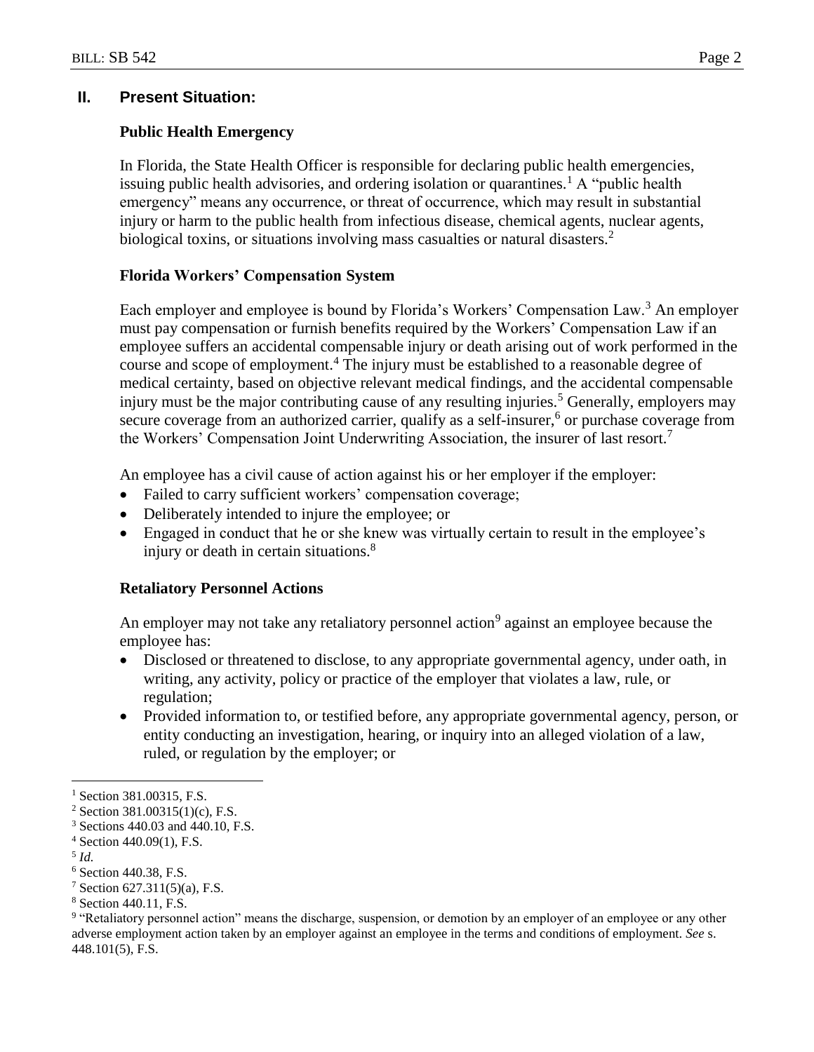## II. Present Situation:

### Public Health Emergency

In Florida, the State Health Officer is responsible for declaring public health emergencies, issuing public health advisories, and ordering isolation or quarantines.[1] A "public health emergency" means any occurrence, or threat of occurrence, which may result in substantial injury or harm to the public health from infectious disease, chemical agents, nuclear agents, biological toxins, or situations involving mass casualties or natural disasters.[2]

### Florida Workers' Compensation System

Each employer and employee is bound by Florida's Workers' Compensation Law.[3] An employer must pay compensation or furnish benefits required by the Workers' Compensation Law if an employee suffers an accidental compensable injury or death arising out of work performed in the course and scope of employment.[4] The injury must be established to a reasonable degree of medical certainty, based on objective relevant medical findings, and the accidental compensable injury must be the major contributing cause of any resulting injuries.[5] Generally, employers may secure coverage from an authorized carrier, qualify as a self-insurer,[6] or purchase coverage from the Workers' Compensation Joint Underwriting Association, the insurer of last resort.[7]

An employee has a civil cause of action against his or her employer if the employer:

- Failed to carry sufficient workers' compensation coverage;
- Deliberately intended to injure the employee; or
- Engaged in conduct that he or she knew was virtually certain to result in the employee's injury or death in certain situations.[8]

### Retaliatory Personnel Actions

An employer may not take any retaliatory personnel action[9] against an employee because the employee has:

- Disclosed or threatened to disclose, to any appropriate governmental agency, under oath, in writing, any activity, policy or practice of the employer that violates a law, rule, or regulation;
- Provided information to, or testified before, any appropriate governmental agency, person, or entity conducting an investigation, hearing, or inquiry into an alleged violation of a law, ruled, or regulation by the employer; or

---

[1] Section 381.00315, F.S.

[2] Section 381.00315(1)(c), F.S.

[3] Sections 440.03 and 440.10, F.S.

[4] Section 440.09(1), F.S.

[5] *Id.*

[6] Section 440.38, F.S.

[7] Section 627.311(5)(a), F.S.

[8] Section 440.11, F.S.

[9] "Retaliatory personnel action" means the discharge, suspension, or demotion by an employer of an employee or any other adverse employment action taken by an employer against an employee in the terms and conditions of employment. *See* s. 448.101(5), F.S.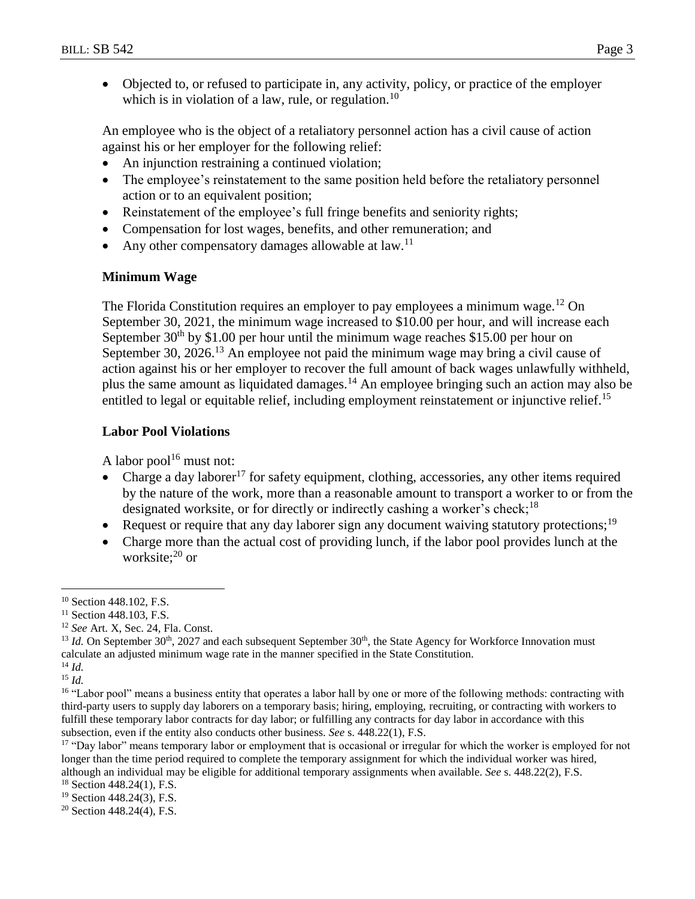- Objected to, or refused to participate in, any activity, policy, or practice of the employer which is in violation of a law, rule, or regulation.[10]

An employee who is the object of a retaliatory personnel action has a civil cause of action against his or her employer for the following relief:

- An injunction restraining a continued violation;
- The employee's reinstatement to the same position held before the retaliatory personnel action or to an equivalent position;
- Reinstatement of the employee's full fringe benefits and seniority rights;
- Compensation for lost wages, benefits, and other remuneration; and
- Any other compensatory damages allowable at law.[11]

### Minimum Wage

The Florida Constitution requires an employer to pay employees a minimum wage.[12] On September 30, 2021, the minimum wage increased to $10.00 per hour, and will increase each September 30th by $1.00 per hour until the minimum wage reaches $15.00 per hour on September 30, 2026.[13] An employee not paid the minimum wage may bring a civil cause of action against his or her employer to recover the full amount of back wages unlawfully withheld, plus the same amount as liquidated damages.[14] An employee bringing such an action may also be entitled to legal or equitable relief, including employment reinstatement or injunctive relief.[15]

### Labor Pool Violations

A labor pool[16] must not:

- Charge a day laborer[17] for safety equipment, clothing, accessories, any other items required by the nature of the work, more than a reasonable amount to transport a worker to or from the designated worksite, or for directly or indirectly cashing a worker's check;[18]
- Request or require that any day laborer sign any document waiving statutory protections;[19]
- Charge more than the actual cost of providing lunch, if the labor pool provides lunch at the worksite;[20] or

---

[10] Section 448.102, F.S.

[11] Section 448.103, F.S.

[12] *See* Art. X, Sec. 24, Fla. Const.

[13] *Id.* On September 30th, 2027 and each subsequent September 30th, the State Agency for Workforce Innovation must calculate an adjusted minimum wage rate in the manner specified in the State Constitution.

[14] *Id.*

[15] *Id.*

[16] "Labor pool" means a business entity that operates a labor hall by one or more of the following methods: contracting with third-party users to supply day laborers on a temporary basis; hiring, employing, recruiting, or contracting with workers to fulfill these temporary labor contracts for day labor; or fulfilling any contracts for day labor in accordance with this subsection, even if the entity also conducts other business. *See* s. 448.22(1), F.S.

[17] "Day labor" means temporary labor or employment that is occasional or irregular for which the worker is employed for not longer than the time period required to complete the temporary assignment for which the individual worker was hired, although an individual may be eligible for additional temporary assignments when available. *See* s. 448.22(2), F.S.

[18] Section 448.24(1), F.S.

[19] Section 448.24(3), F.S.

[20] Section 448.24(4), F.S.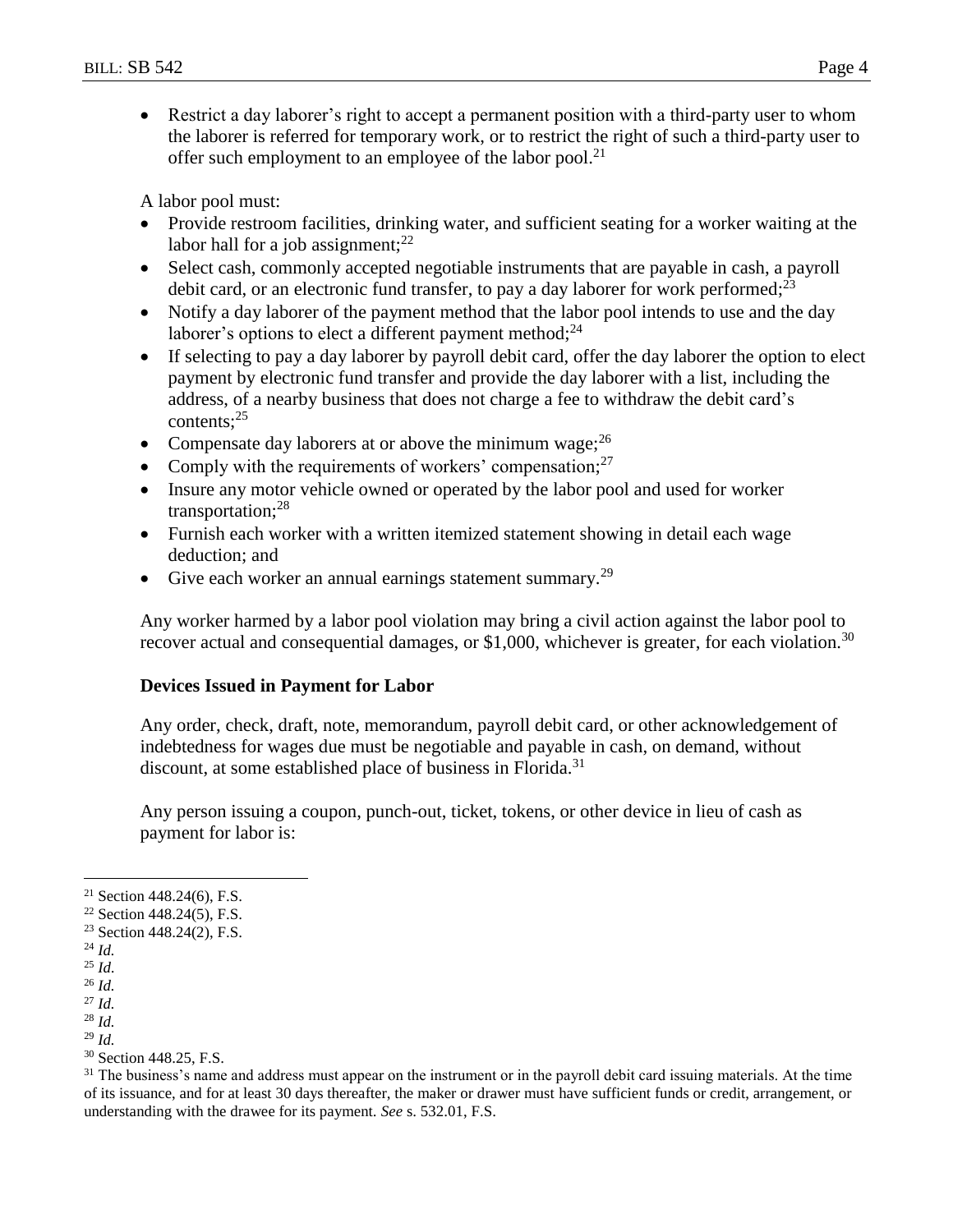- Restrict a day laborer's right to accept a permanent position with a third-party user to whom the laborer is referred for temporary work, or to restrict the right of such a third-party user to offer such employment to an employee of the labor pool.[21]

A labor pool must:

- Provide restroom facilities, drinking water, and sufficient seating for a worker waiting at the labor hall for a job assignment;[22]
- Select cash, commonly accepted negotiable instruments that are payable in cash, a payroll debit card, or an electronic fund transfer, to pay a day laborer for work performed;[23]
- Notify a day laborer of the payment method that the labor pool intends to use and the day laborer's options to elect a different payment method;[24]
- If selecting to pay a day laborer by payroll debit card, offer the day laborer the option to elect payment by electronic fund transfer and provide the day laborer with a list, including the address, of a nearby business that does not charge a fee to withdraw the debit card's contents;[25]
- Compensate day laborers at or above the minimum wage;[26]
- Comply with the requirements of workers' compensation;[27]
- Insure any motor vehicle owned or operated by the labor pool and used for worker transportation;[28]
- Furnish each worker with a written itemized statement showing in detail each wage deduction; and
- Give each worker an annual earnings statement summary.[29]

Any worker harmed by a labor pool violation may bring a civil action against the labor pool to recover actual and consequential damages, or $1,000, whichever is greater, for each violation.[30]

### Devices Issued in Payment for Labor

Any order, check, draft, note, memorandum, payroll debit card, or other acknowledgement of indebtedness for wages due must be negotiable and payable in cash, on demand, without discount, at some established place of business in Florida.[31]

Any person issuing a coupon, punch-out, ticket, tokens, or other device in lieu of cash as payment for labor is:

---

[21] Section 448.24(6), F.S.

[22] Section 448.24(5), F.S.

[23] Section 448.24(2), F.S.

[24] *Id.*

[25] *Id.*

[26] *Id.*

[27] *Id.*

[28] *Id.*

[29] *Id.*

[30] Section 448.25, F.S.

[31] The business's name and address must appear on the instrument or in the payroll debit card issuing materials. At the time of its issuance, and for at least 30 days thereafter, the maker or drawer must have sufficient funds or credit, arrangement, or understanding with the drawee for its payment. *See* s. 532.01, F.S.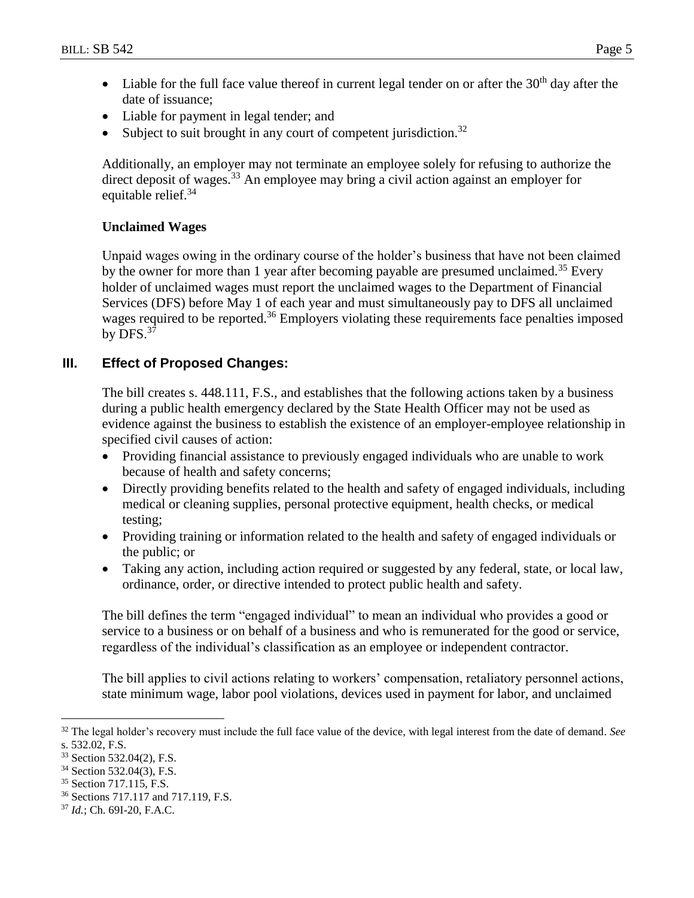- Liable for the full face value thereof in current legal tender on or after the 30th day after the date of issuance;
- Liable for payment in legal tender; and
- Subject to suit brought in any court of competent jurisdiction.[32]

Additionally, an employer may not terminate an employee solely for refusing to authorize the direct deposit of wages.[33] An employee may bring a civil action against an employer for equitable relief.[34]

**Unclaimed Wages**

Unpaid wages owing in the ordinary course of the holder's business that have not been claimed by the owner for more than 1 year after becoming payable are presumed unclaimed.[35] Every holder of unclaimed wages must report the unclaimed wages to the Department of Financial Services (DFS) before May 1 of each year and must simultaneously pay to DFS all unclaimed wages required to be reported.[36] Employers violating these requirements face penalties imposed by DFS.[37]

## III. Effect of Proposed Changes:

The bill creates s. 448.111, F.S., and establishes that the following actions taken by a business during a public health emergency declared by the State Health Officer may not be used as evidence against the business to establish the existence of an employer-employee relationship in specified civil causes of action:

- Providing financial assistance to previously engaged individuals who are unable to work because of health and safety concerns;
- Directly providing benefits related to the health and safety of engaged individuals, including medical or cleaning supplies, personal protective equipment, health checks, or medical testing;
- Providing training or information related to the health and safety of engaged individuals or the public; or
- Taking any action, including action required or suggested by any federal, state, or local law, ordinance, order, or directive intended to protect public health and safety.

The bill defines the term "engaged individual" to mean an individual who provides a good or service to a business or on behalf of a business and who is remunerated for the good or service, regardless of the individual's classification as an employee or independent contractor.

The bill applies to civil actions relating to workers' compensation, retaliatory personnel actions, state minimum wage, labor pool violations, devices used in payment for labor, and unclaimed

---

[32] The legal holder's recovery must include the full face value of the device, with legal interest from the date of demand. *See* s. 532.02, F.S.

[33] Section 532.04(2), F.S.

[34] Section 532.04(3), F.S.

[35] Section 717.115, F.S.

[36] Sections 717.117 and 717.119, F.S.

[37] *Id.*; Ch. 69I-20, F.A.C.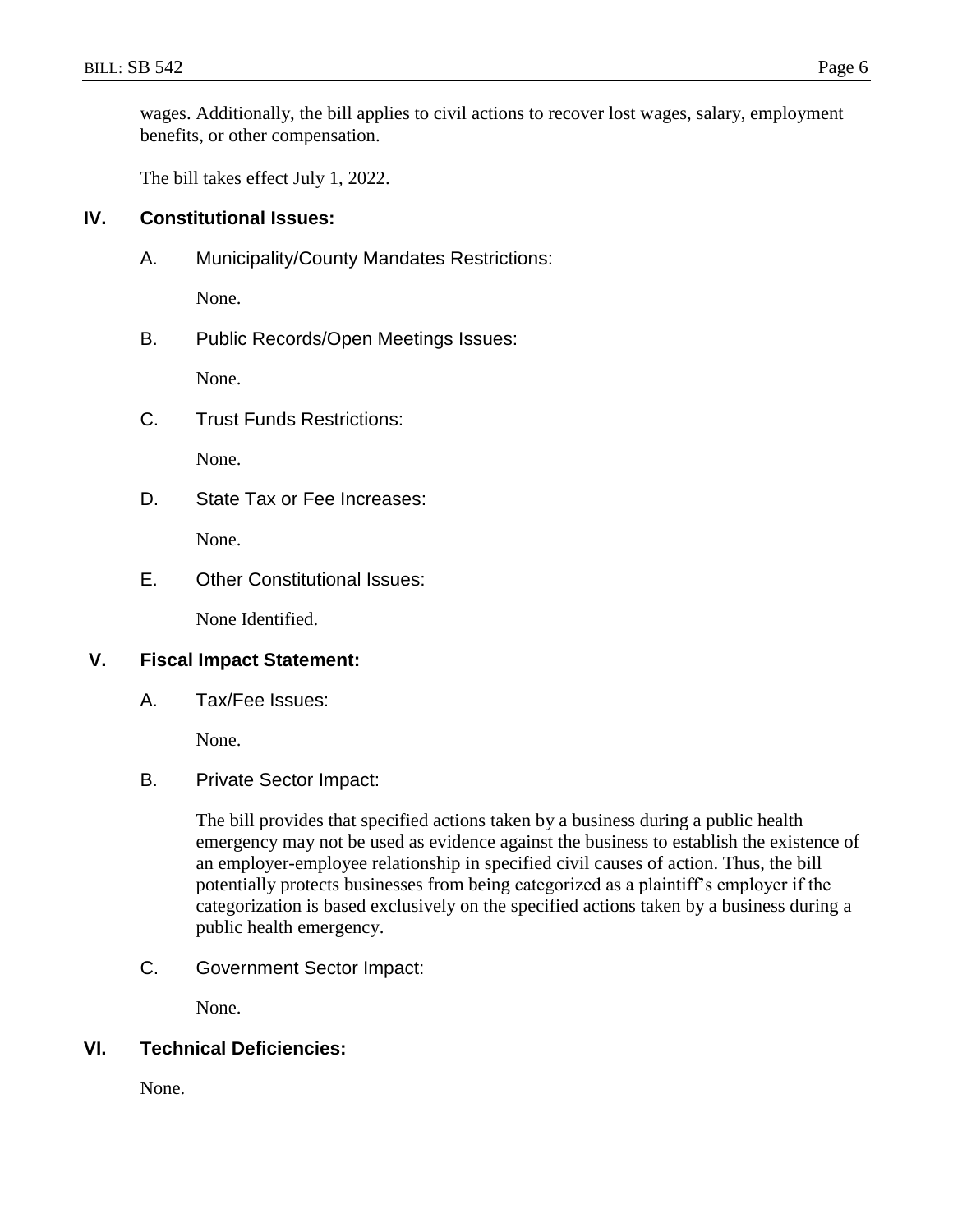wages. Additionally, the bill applies to civil actions to recover lost wages, salary, employment benefits, or other compensation.

The bill takes effect July 1, 2022.

## IV. Constitutional Issues:

### A. Municipality/County Mandates Restrictions:

None.

### B. Public Records/Open Meetings Issues:

None.

### C. Trust Funds Restrictions:

None.

### D. State Tax or Fee Increases:

None.

### E. Other Constitutional Issues:

None Identified.

## V. Fiscal Impact Statement:

### A. Tax/Fee Issues:

None.

### B. Private Sector Impact:

The bill provides that specified actions taken by a business during a public health emergency may not be used as evidence against the business to establish the existence of an employer-employee relationship in specified civil causes of action. Thus, the bill potentially protects businesses from being categorized as a plaintiff's employer if the categorization is based exclusively on the specified actions taken by a business during a public health emergency.

### C. Government Sector Impact:

None.

## VI. Technical Deficiencies:

None.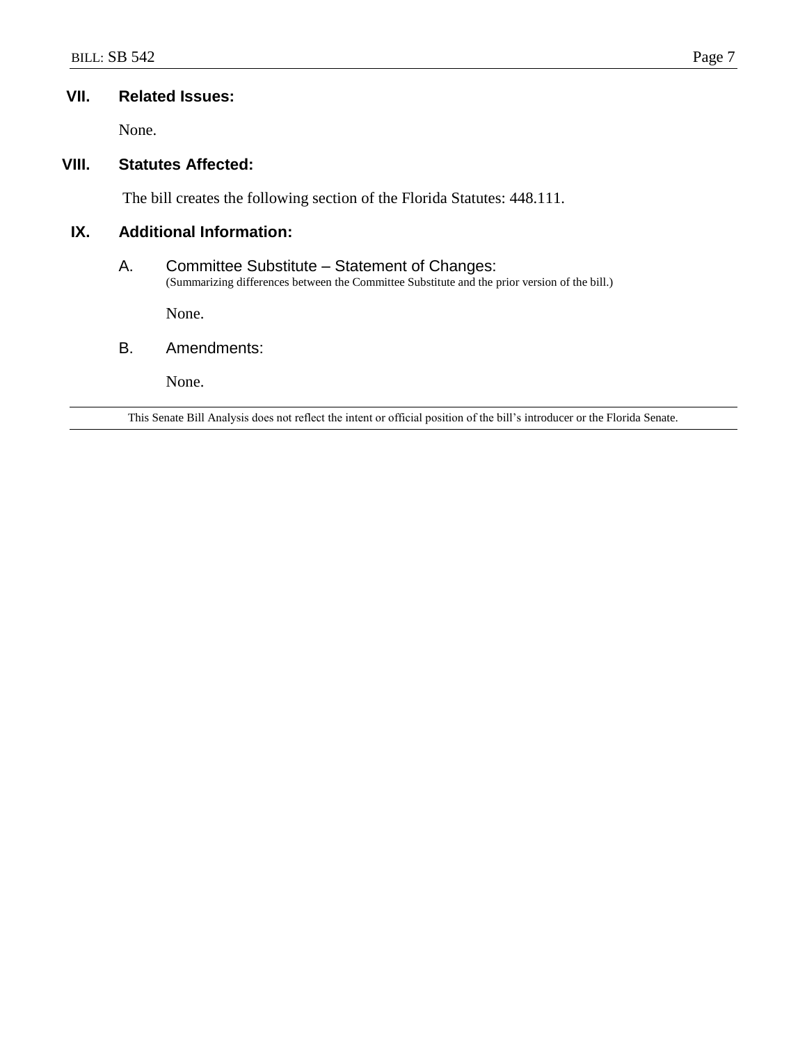## VII. Related Issues:

None.

## VIII. Statutes Affected:

The bill creates the following section of the Florida Statutes: 448.111.

## IX. Additional Information:

### A. Committee Substitute – Statement of Changes:

(Summarizing differences between the Committee Substitute and the prior version of the bill.)

None.

### B. Amendments:

None.

This Senate Bill Analysis does not reflect the intent or official position of the bill's introducer or the Florida Senate.